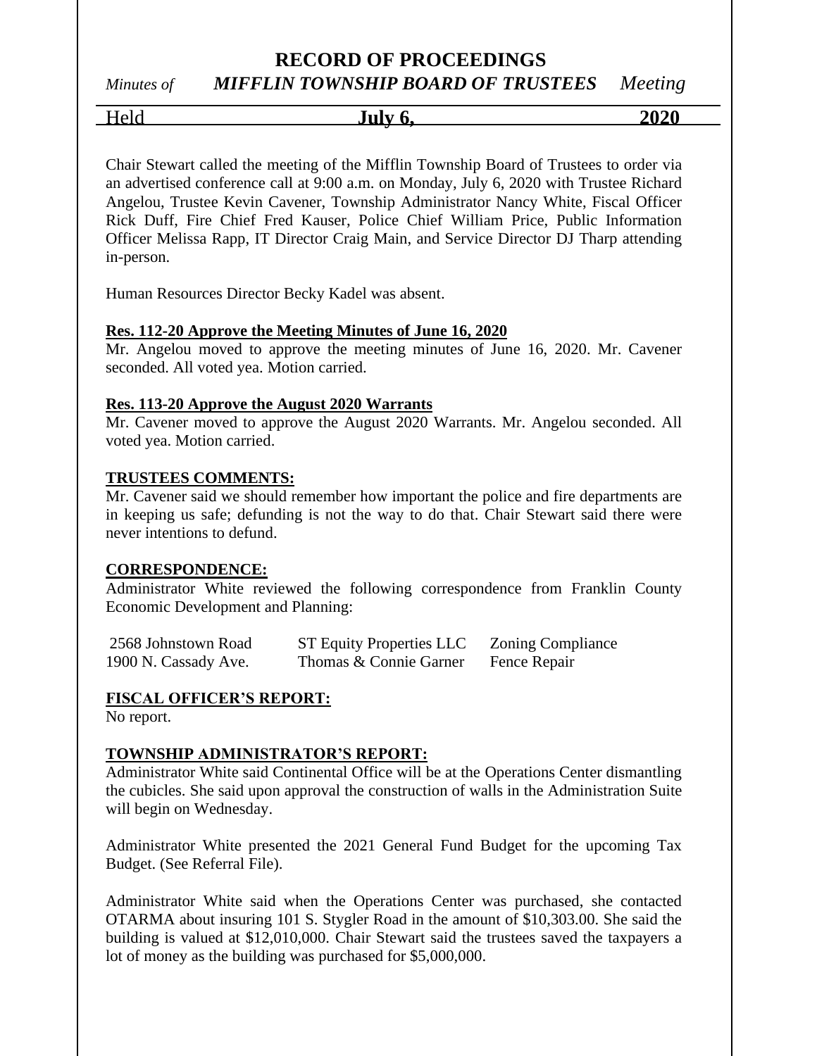# RECORD OF PROCEEDINGS

*Minutes of* ***MIFFLIN TOWNSHIP BOARD OF TRUSTEES*** *Meeting*

Held **July 6, 2020**

Chair Stewart called the meeting of the Mifflin Township Board of Trustees to order via an advertised conference call at 9:00 a.m. on Monday, July 6, 2020 with Trustee Richard Angelou, Trustee Kevin Cavener, Township Administrator Nancy White, Fiscal Officer Rick Duff, Fire Chief Fred Kauser, Police Chief William Price, Public Information Officer Melissa Rapp, IT Director Craig Main, and Service Director DJ Tharp attending in-person.

Human Resources Director Becky Kadel was absent.

**Res. 112-20 Approve the Meeting Minutes of June 16, 2020**

Mr. Angelou moved to approve the meeting minutes of June 16, 2020. Mr. Cavener seconded. All voted yea. Motion carried.

**Res. 113-20 Approve the August 2020 Warrants**

Mr. Cavener moved to approve the August 2020 Warrants. Mr. Angelou seconded. All voted yea. Motion carried.

**TRUSTEES COMMENTS:**

Mr. Cavener said we should remember how important the police and fire departments are in keeping us safe; defunding is not the way to do that. Chair Stewart said there were never intentions to defund.

**CORRESPONDENCE:**

Administrator White reviewed the following correspondence from Franklin County Economic Development and Planning:

| | | |
|---|---|---|
| 2568 Johnstown Road | ST Equity Properties LLC | Zoning Compliance |
| 1900 N. Cassady Ave. | Thomas & Connie Garner | Fence Repair |

**FISCAL OFFICER'S REPORT:**

No report.

**TOWNSHIP ADMINISTRATOR'S REPORT:**

Administrator White said Continental Office will be at the Operations Center dismantling the cubicles. She said upon approval the construction of walls in the Administration Suite will begin on Wednesday.

Administrator White presented the 2021 General Fund Budget for the upcoming Tax Budget. (See Referral File).

Administrator White said when the Operations Center was purchased, she contacted OTARMA about insuring 101 S. Stygler Road in the amount of $10,303.00. She said the building is valued at $12,010,000. Chair Stewart said the trustees saved the taxpayers a lot of money as the building was purchased for $5,000,000.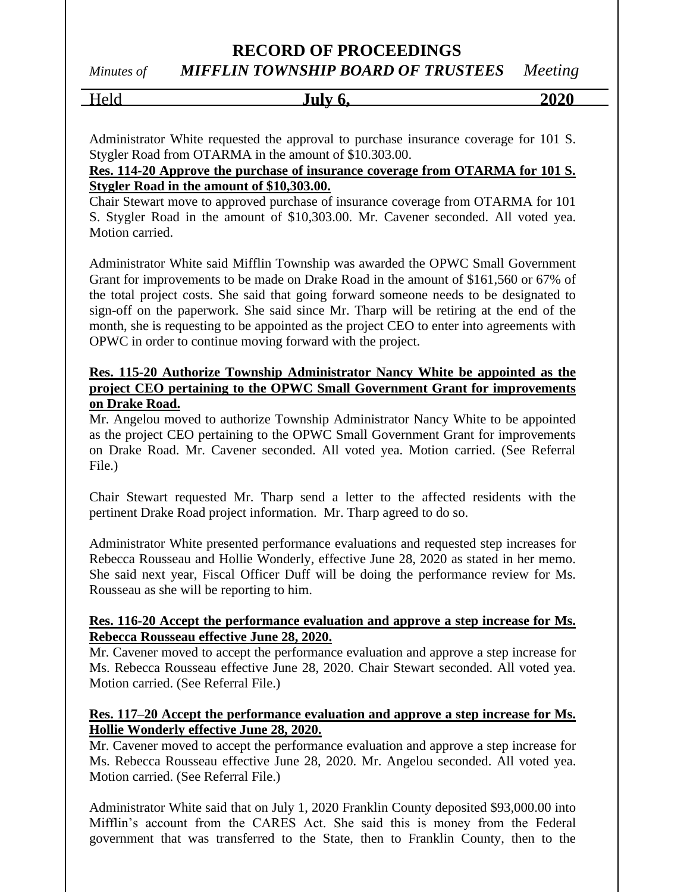Administrator White requested the approval to purchase insurance coverage for 101 S. Stygler Road from OTARMA in the amount of $10.303.00.

**Res. 114-20 Approve the purchase of insurance coverage from OTARMA for 101 S. Stygler Road in the amount of $10,303.00.**

Chair Stewart move to approved purchase of insurance coverage from OTARMA for 101 S. Stygler Road in the amount of $10,303.00. Mr. Cavener seconded. All voted yea. Motion carried.

Administrator White said Mifflin Township was awarded the OPWC Small Government Grant for improvements to be made on Drake Road in the amount of $161,560 or 67% of the total project costs. She said that going forward someone needs to be designated to sign-off on the paperwork. She said since Mr. Tharp will be retiring at the end of the month, she is requesting to be appointed as the project CEO to enter into agreements with OPWC in order to continue moving forward with the project.

**Res. 115-20 Authorize Township Administrator Nancy White be appointed as the project CEO pertaining to the OPWC Small Government Grant for improvements on Drake Road.**

Mr. Angelou moved to authorize Township Administrator Nancy White to be appointed as the project CEO pertaining to the OPWC Small Government Grant for improvements on Drake Road. Mr. Cavener seconded. All voted yea. Motion carried. (See Referral File.)

Chair Stewart requested Mr. Tharp send a letter to the affected residents with the pertinent Drake Road project information. Mr. Tharp agreed to do so.

Administrator White presented performance evaluations and requested step increases for Rebecca Rousseau and Hollie Wonderly, effective June 28, 2020 as stated in her memo. She said next year, Fiscal Officer Duff will be doing the performance review for Ms. Rousseau as she will be reporting to him.

**Res. 116-20 Accept the performance evaluation and approve a step increase for Ms. Rebecca Rousseau effective June 28, 2020.**

Mr. Cavener moved to accept the performance evaluation and approve a step increase for Ms. Rebecca Rousseau effective June 28, 2020. Chair Stewart seconded. All voted yea. Motion carried. (See Referral File.)

**Res. 117–20 Accept the performance evaluation and approve a step increase for Ms. Hollie Wonderly effective June 28, 2020.**

Mr. Cavener moved to accept the performance evaluation and approve a step increase for Ms. Rebecca Rousseau effective June 28, 2020. Mr. Angelou seconded. All voted yea. Motion carried. (See Referral File.)

Administrator White said that on July 1, 2020 Franklin County deposited $93,000.00 into Mifflin's account from the CARES Act. She said this is money from the Federal government that was transferred to the State, then to Franklin County, then to the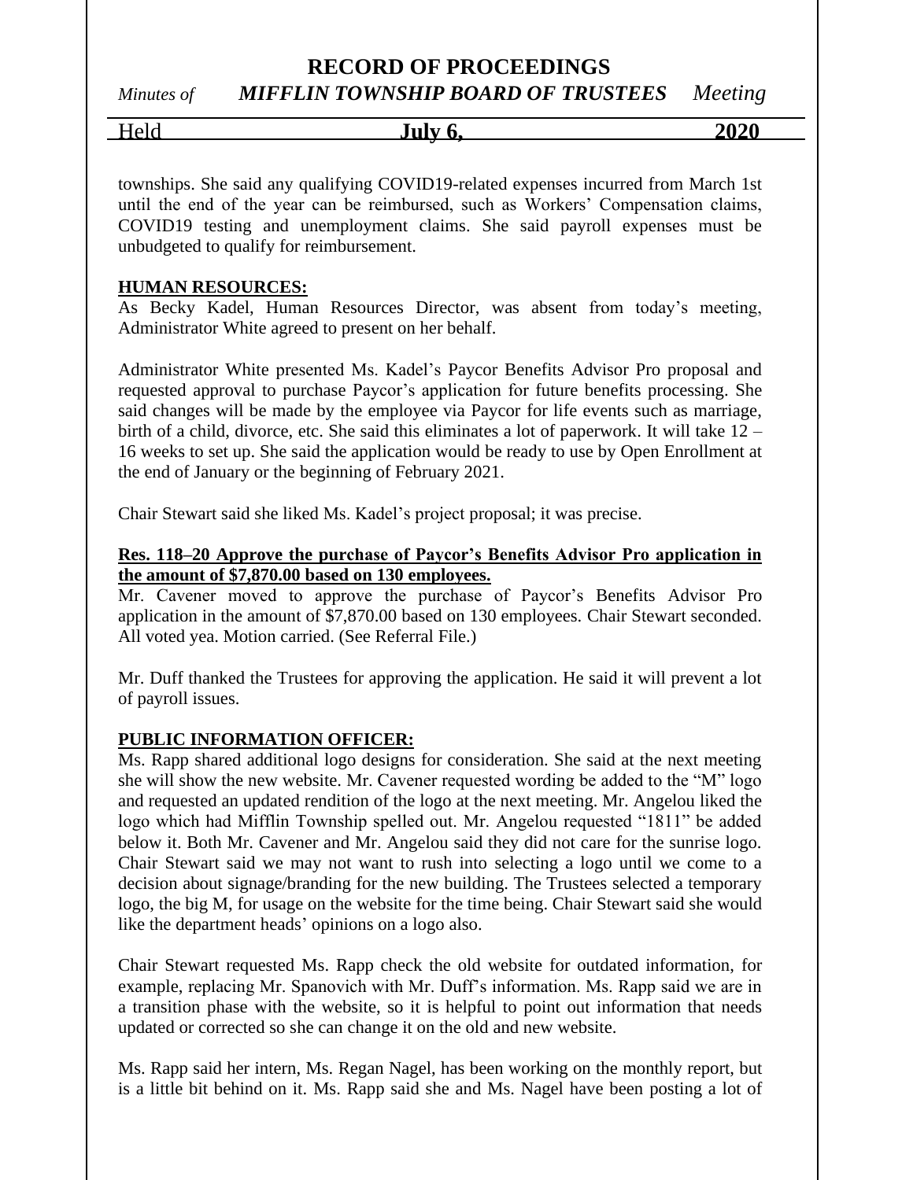townships. She said any qualifying COVID19-related expenses incurred from March 1st until the end of the year can be reimbursed, such as Workers' Compensation claims, COVID19 testing and unemployment claims. She said payroll expenses must be unbudgeted to qualify for reimbursement.

**HUMAN RESOURCES:**

As Becky Kadel, Human Resources Director, was absent from today's meeting, Administrator White agreed to present on her behalf.

Administrator White presented Ms. Kadel's Paycor Benefits Advisor Pro proposal and requested approval to purchase Paycor's application for future benefits processing. She said changes will be made by the employee via Paycor for life events such as marriage, birth of a child, divorce, etc. She said this eliminates a lot of paperwork. It will take 12 – 16 weeks to set up. She said the application would be ready to use by Open Enrollment at the end of January or the beginning of February 2021.

Chair Stewart said she liked Ms. Kadel's project proposal; it was precise.

**Res. 118–20 Approve the purchase of Paycor's Benefits Advisor Pro application in the amount of $7,870.00 based on 130 employees.**

Mr. Cavener moved to approve the purchase of Paycor's Benefits Advisor Pro application in the amount of $7,870.00 based on 130 employees. Chair Stewart seconded. All voted yea. Motion carried. (See Referral File.)

Mr. Duff thanked the Trustees for approving the application. He said it will prevent a lot of payroll issues.

**PUBLIC INFORMATION OFFICER:**

Ms. Rapp shared additional logo designs for consideration. She said at the next meeting she will show the new website. Mr. Cavener requested wording be added to the "M" logo and requested an updated rendition of the logo at the next meeting. Mr. Angelou liked the logo which had Mifflin Township spelled out. Mr. Angelou requested "1811" be added below it. Both Mr. Cavener and Mr. Angelou said they did not care for the sunrise logo. Chair Stewart said we may not want to rush into selecting a logo until we come to a decision about signage/branding for the new building. The Trustees selected a temporary logo, the big M, for usage on the website for the time being. Chair Stewart said she would like the department heads' opinions on a logo also.

Chair Stewart requested Ms. Rapp check the old website for outdated information, for example, replacing Mr. Spanovich with Mr. Duff's information. Ms. Rapp said we are in a transition phase with the website, so it is helpful to point out information that needs updated or corrected so she can change it on the old and new website.

Ms. Rapp said her intern, Ms. Regan Nagel, has been working on the monthly report, but is a little bit behind on it. Ms. Rapp said she and Ms. Nagel have been posting a lot of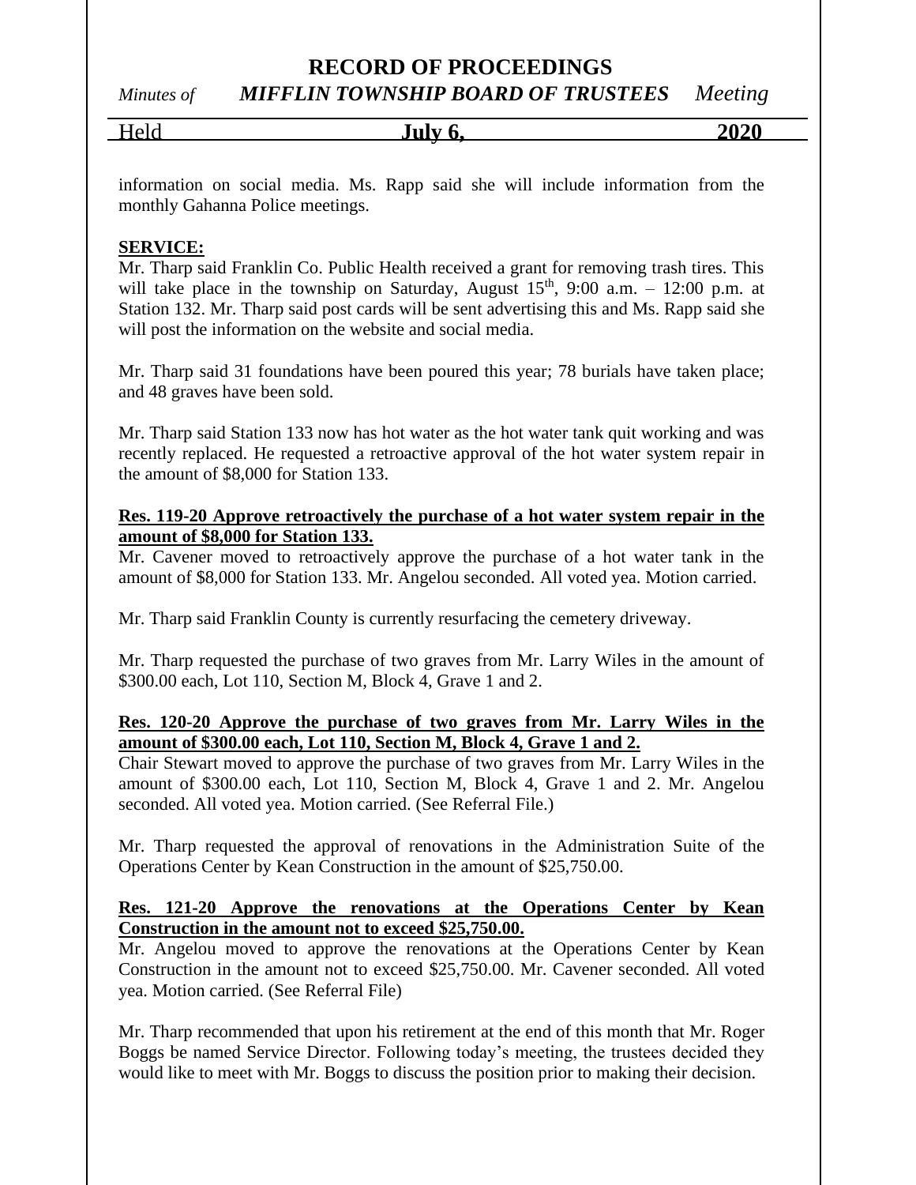information on social media. Ms. Rapp said she will include information from the monthly Gahanna Police meetings.

**SERVICE:**

Mr. Tharp said Franklin Co. Public Health received a grant for removing trash tires. This will take place in the township on Saturday, August 15th, 9:00 a.m. – 12:00 p.m. at Station 132. Mr. Tharp said post cards will be sent advertising this and Ms. Rapp said she will post the information on the website and social media.

Mr. Tharp said 31 foundations have been poured this year; 78 burials have taken place; and 48 graves have been sold.

Mr. Tharp said Station 133 now has hot water as the hot water tank quit working and was recently replaced. He requested a retroactive approval of the hot water system repair in the amount of $8,000 for Station 133.

**Res. 119-20 Approve retroactively the purchase of a hot water system repair in the amount of $8,000 for Station 133.**

Mr. Cavener moved to retroactively approve the purchase of a hot water tank in the amount of $8,000 for Station 133. Mr. Angelou seconded. All voted yea. Motion carried.

Mr. Tharp said Franklin County is currently resurfacing the cemetery driveway.

Mr. Tharp requested the purchase of two graves from Mr. Larry Wiles in the amount of $300.00 each, Lot 110, Section M, Block 4, Grave 1 and 2.

**Res. 120-20 Approve the purchase of two graves from Mr. Larry Wiles in the amount of $300.00 each, Lot 110, Section M, Block 4, Grave 1 and 2.**

Chair Stewart moved to approve the purchase of two graves from Mr. Larry Wiles in the amount of $300.00 each, Lot 110, Section M, Block 4, Grave 1 and 2. Mr. Angelou seconded. All voted yea. Motion carried. (See Referral File.)

Mr. Tharp requested the approval of renovations in the Administration Suite of the Operations Center by Kean Construction in the amount of $25,750.00.

**Res. 121-20 Approve the renovations at the Operations Center by Kean Construction in the amount not to exceed $25,750.00.**

Mr. Angelou moved to approve the renovations at the Operations Center by Kean Construction in the amount not to exceed $25,750.00. Mr. Cavener seconded. All voted yea. Motion carried. (See Referral File)

Mr. Tharp recommended that upon his retirement at the end of this month that Mr. Roger Boggs be named Service Director. Following today's meeting, the trustees decided they would like to meet with Mr. Boggs to discuss the position prior to making their decision.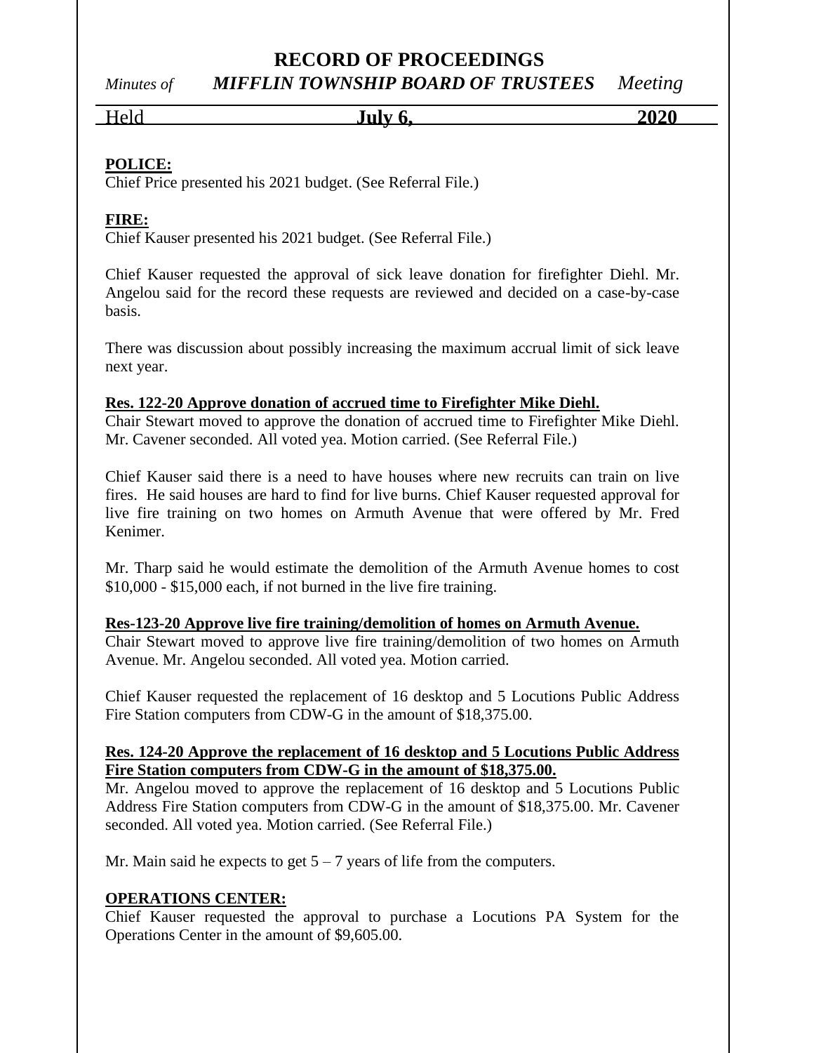**POLICE:**
Chief Price presented his 2021 budget. (See Referral File.)

**FIRE:**
Chief Kauser presented his 2021 budget. (See Referral File.)

Chief Kauser requested the approval of sick leave donation for firefighter Diehl. Mr. Angelou said for the record these requests are reviewed and decided on a case-by-case basis.

There was discussion about possibly increasing the maximum accrual limit of sick leave next year.

**Res. 122-20 Approve donation of accrued time to Firefighter Mike Diehl.**
Chair Stewart moved to approve the donation of accrued time to Firefighter Mike Diehl. Mr. Cavener seconded. All voted yea. Motion carried. (See Referral File.)

Chief Kauser said there is a need to have houses where new recruits can train on live fires. He said houses are hard to find for live burns. Chief Kauser requested approval for live fire training on two homes on Armuth Avenue that were offered by Mr. Fred Kenimer.

Mr. Tharp said he would estimate the demolition of the Armuth Avenue homes to cost $10,000 - $15,000 each, if not burned in the live fire training.

**Res-123-20 Approve live fire training/demolition of homes on Armuth Avenue.**
Chair Stewart moved to approve live fire training/demolition of two homes on Armuth Avenue. Mr. Angelou seconded. All voted yea. Motion carried.

Chief Kauser requested the replacement of 16 desktop and 5 Locutions Public Address Fire Station computers from CDW-G in the amount of $18,375.00.

**Res. 124-20 Approve the replacement of 16 desktop and 5 Locutions Public Address Fire Station computers from CDW-G in the amount of $18,375.00.**
Mr. Angelou moved to approve the replacement of 16 desktop and 5 Locutions Public Address Fire Station computers from CDW-G in the amount of $18,375.00. Mr. Cavener seconded. All voted yea. Motion carried. (See Referral File.)

Mr. Main said he expects to get 5 – 7 years of life from the computers.

**OPERATIONS CENTER:**
Chief Kauser requested the approval to purchase a Locutions PA System for the Operations Center in the amount of $9,605.00.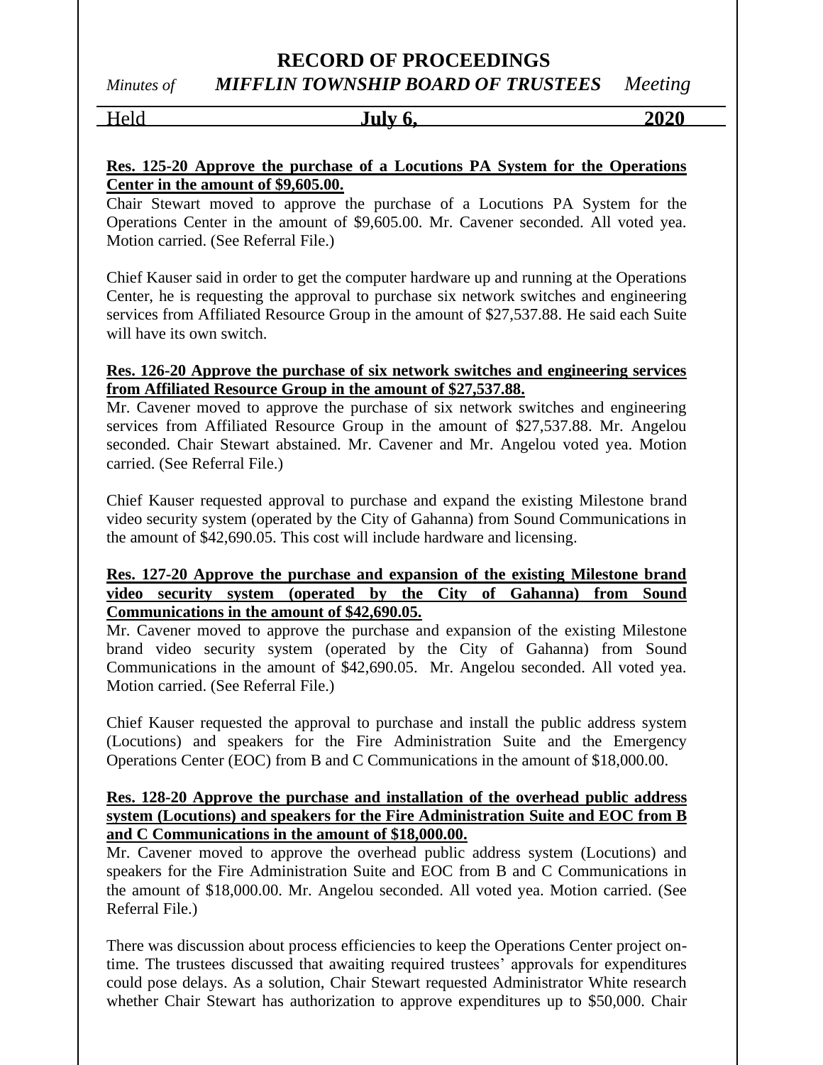**Res. 125-20 Approve the purchase of a Locutions PA System for the Operations Center in the amount of $9,605.00.**

Chair Stewart moved to approve the purchase of a Locutions PA System for the Operations Center in the amount of $9,605.00. Mr. Cavener seconded. All voted yea. Motion carried. (See Referral File.)

Chief Kauser said in order to get the computer hardware up and running at the Operations Center, he is requesting the approval to purchase six network switches and engineering services from Affiliated Resource Group in the amount of $27,537.88. He said each Suite will have its own switch.

**Res. 126-20 Approve the purchase of six network switches and engineering services from Affiliated Resource Group in the amount of $27,537.88.**

Mr. Cavener moved to approve the purchase of six network switches and engineering services from Affiliated Resource Group in the amount of $27,537.88. Mr. Angelou seconded. Chair Stewart abstained. Mr. Cavener and Mr. Angelou voted yea. Motion carried. (See Referral File.)

Chief Kauser requested approval to purchase and expand the existing Milestone brand video security system (operated by the City of Gahanna) from Sound Communications in the amount of $42,690.05. This cost will include hardware and licensing.

**Res. 127-20 Approve the purchase and expansion of the existing Milestone brand video security system (operated by the City of Gahanna) from Sound Communications in the amount of $42,690.05.**

Mr. Cavener moved to approve the purchase and expansion of the existing Milestone brand video security system (operated by the City of Gahanna) from Sound Communications in the amount of $42,690.05. Mr. Angelou seconded. All voted yea. Motion carried. (See Referral File.)

Chief Kauser requested the approval to purchase and install the public address system (Locutions) and speakers for the Fire Administration Suite and the Emergency Operations Center (EOC) from B and C Communications in the amount of $18,000.00.

**Res. 128-20 Approve the purchase and installation of the overhead public address system (Locutions) and speakers for the Fire Administration Suite and EOC from B and C Communications in the amount of $18,000.00.**

Mr. Cavener moved to approve the overhead public address system (Locutions) and speakers for the Fire Administration Suite and EOC from B and C Communications in the amount of $18,000.00. Mr. Angelou seconded. All voted yea. Motion carried. (See Referral File.)

There was discussion about process efficiencies to keep the Operations Center project on-time. The trustees discussed that awaiting required trustees' approvals for expenditures could pose delays. As a solution, Chair Stewart requested Administrator White research whether Chair Stewart has authorization to approve expenditures up to $50,000. Chair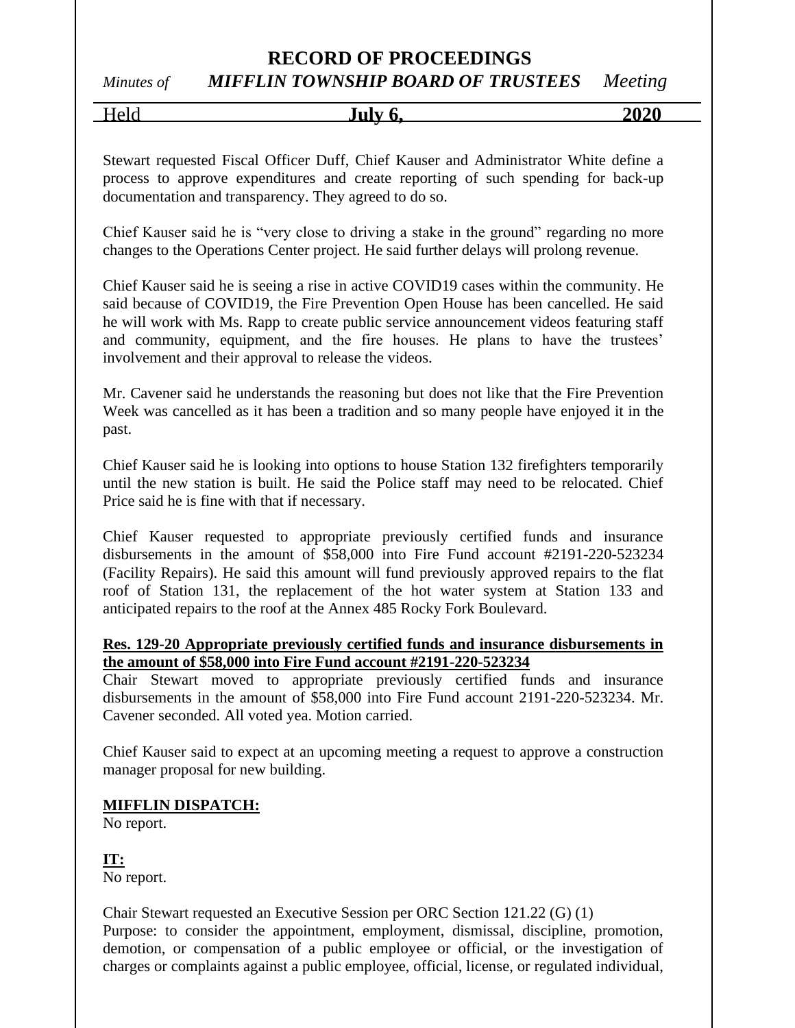Stewart requested Fiscal Officer Duff, Chief Kauser and Administrator White define a process to approve expenditures and create reporting of such spending for back-up documentation and transparency. They agreed to do so.

Chief Kauser said he is "very close to driving a stake in the ground" regarding no more changes to the Operations Center project. He said further delays will prolong revenue.

Chief Kauser said he is seeing a rise in active COVID19 cases within the community. He said because of COVID19, the Fire Prevention Open House has been cancelled. He said he will work with Ms. Rapp to create public service announcement videos featuring staff and community, equipment, and the fire houses. He plans to have the trustees' involvement and their approval to release the videos.

Mr. Cavener said he understands the reasoning but does not like that the Fire Prevention Week was cancelled as it has been a tradition and so many people have enjoyed it in the past.

Chief Kauser said he is looking into options to house Station 132 firefighters temporarily until the new station is built. He said the Police staff may need to be relocated. Chief Price said he is fine with that if necessary.

Chief Kauser requested to appropriate previously certified funds and insurance disbursements in the amount of $58,000 into Fire Fund account #2191-220-523234 (Facility Repairs). He said this amount will fund previously approved repairs to the flat roof of Station 131, the replacement of the hot water system at Station 133 and anticipated repairs to the roof at the Annex 485 Rocky Fork Boulevard.

**Res. 129-20 Appropriate previously certified funds and insurance disbursements in the amount of $58,000 into Fire Fund account #2191-220-523234**

Chair Stewart moved to appropriate previously certified funds and insurance disbursements in the amount of $58,000 into Fire Fund account 2191-220-523234. Mr. Cavener seconded. All voted yea. Motion carried.

Chief Kauser said to expect at an upcoming meeting a request to approve a construction manager proposal for new building.

**MIFFLIN DISPATCH:**

No report.

**IT:**

No report.

Chair Stewart requested an Executive Session per ORC Section 121.22 (G) (1)

Purpose: to consider the appointment, employment, dismissal, discipline, promotion, demotion, or compensation of a public employee or official, or the investigation of charges or complaints against a public employee, official, license, or regulated individual,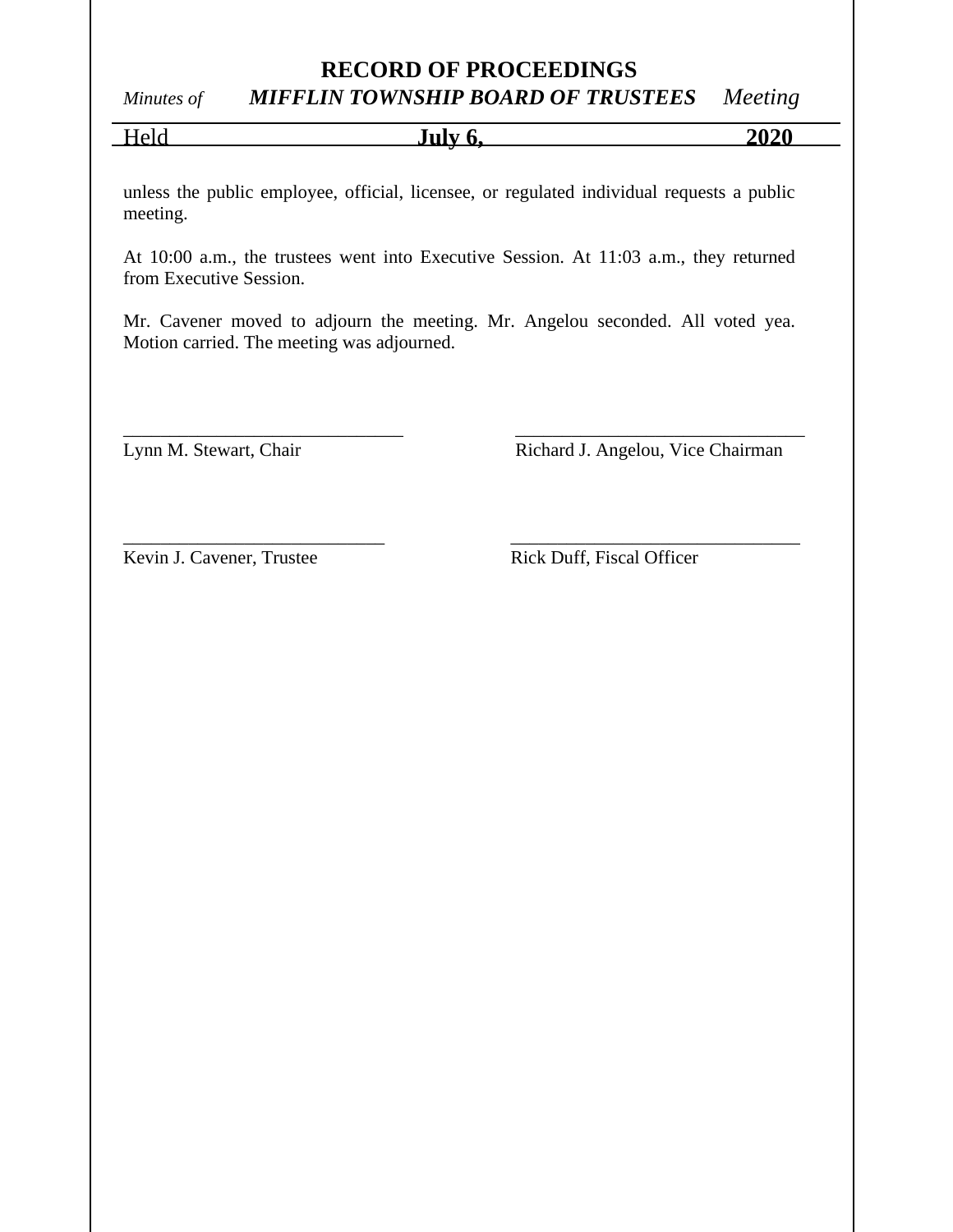unless the public employee, official, licensee, or regulated individual requests a public meeting.

At 10:00 a.m., the trustees went into Executive Session. At 11:03 a.m., they returned from Executive Session.

Mr. Cavener moved to adjourn the meeting. Mr. Angelou seconded. All voted yea. Motion carried. The meeting was adjourned.

\_\_\_\_\_\_\_\_\_\_\_\_\_\_\_\_\_\_\_\_\_\_\_\_\_\_\_\_\_\_
Lynn M. Stewart, Chair

\_\_\_\_\_\_\_\_\_\_\_\_\_\_\_\_\_\_\_\_\_\_\_\_\_\_\_\_\_\_
Richard J. Angelou, Vice Chairman

\_\_\_\_\_\_\_\_\_\_\_\_\_\_\_\_\_\_\_\_\_\_\_\_\_\_\_\_\_\_
Kevin J. Cavener, Trustee

\_\_\_\_\_\_\_\_\_\_\_\_\_\_\_\_\_\_\_\_\_\_\_\_\_\_\_\_\_\_
Rick Duff, Fiscal Officer